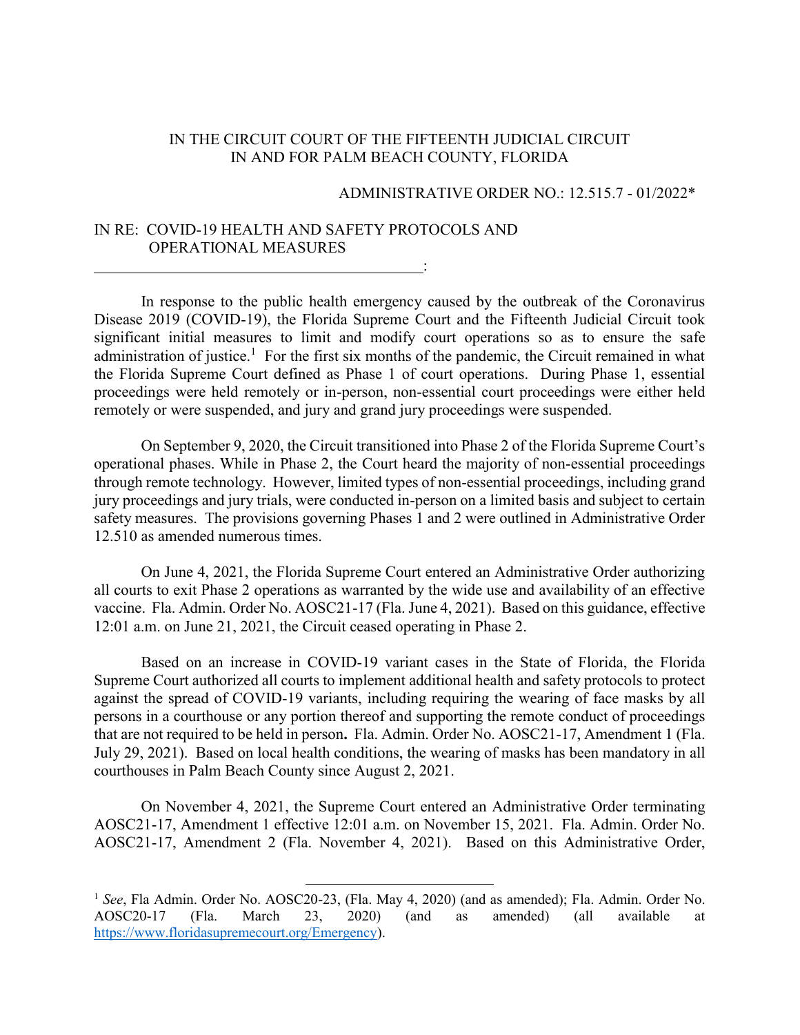IN THE CIRCUIT COURT OF THE FIFTEENTH JUDICIAL CIRCUIT
IN AND FOR PALM BEACH COUNTY, FLORIDA

ADMINISTRATIVE ORDER NO.: 12.515.7 - 01/2022*

IN RE: COVID-19 HEALTH AND SAFETY PROTOCOLS AND OPERATIONAL MEASURES
_________________________________________:

In response to the public health emergency caused by the outbreak of the Coronavirus Disease 2019 (COVID-19), the Florida Supreme Court and the Fifteenth Judicial Circuit took significant initial measures to limit and modify court operations so as to ensure the safe administration of justice.[1] For the first six months of the pandemic, the Circuit remained in what the Florida Supreme Court defined as Phase 1 of court operations. During Phase 1, essential proceedings were held remotely or in-person, non-essential court proceedings were either held remotely or were suspended, and jury and grand jury proceedings were suspended.

On September 9, 2020, the Circuit transitioned into Phase 2 of the Florida Supreme Court's operational phases. While in Phase 2, the Court heard the majority of non-essential proceedings through remote technology. However, limited types of non-essential proceedings, including grand jury proceedings and jury trials, were conducted in-person on a limited basis and subject to certain safety measures. The provisions governing Phases 1 and 2 were outlined in Administrative Order 12.510 as amended numerous times.

On June 4, 2021, the Florida Supreme Court entered an Administrative Order authorizing all courts to exit Phase 2 operations as warranted by the wide use and availability of an effective vaccine. Fla. Admin. Order No. AOSC21-17 (Fla. June 4, 2021). Based on this guidance, effective 12:01 a.m. on June 21, 2021, the Circuit ceased operating in Phase 2.

Based on an increase in COVID-19 variant cases in the State of Florida, the Florida Supreme Court authorized all courts to implement additional health and safety protocols to protect against the spread of COVID-19 variants, including requiring the wearing of face masks by all persons in a courthouse or any portion thereof and supporting the remote conduct of proceedings that are not required to be held in person**.** Fla. Admin. Order No. AOSC21-17, Amendment 1 (Fla. July 29, 2021). Based on local health conditions, the wearing of masks has been mandatory in all courthouses in Palm Beach County since August 2, 2021.

On November 4, 2021, the Supreme Court entered an Administrative Order terminating AOSC21-17, Amendment 1 effective 12:01 a.m. on November 15, 2021. Fla. Admin. Order No. AOSC21-17, Amendment 2 (Fla. November 4, 2021). Based on this Administrative Order,

---

[1] *See*, Fla Admin. Order No. AOSC20-23, (Fla. May 4, 2020) (and as amended); Fla. Admin. Order No. AOSC20-17 (Fla. March 23, 2020) (and as amended) (all available at https://www.floridasupremecourt.org/Emergency).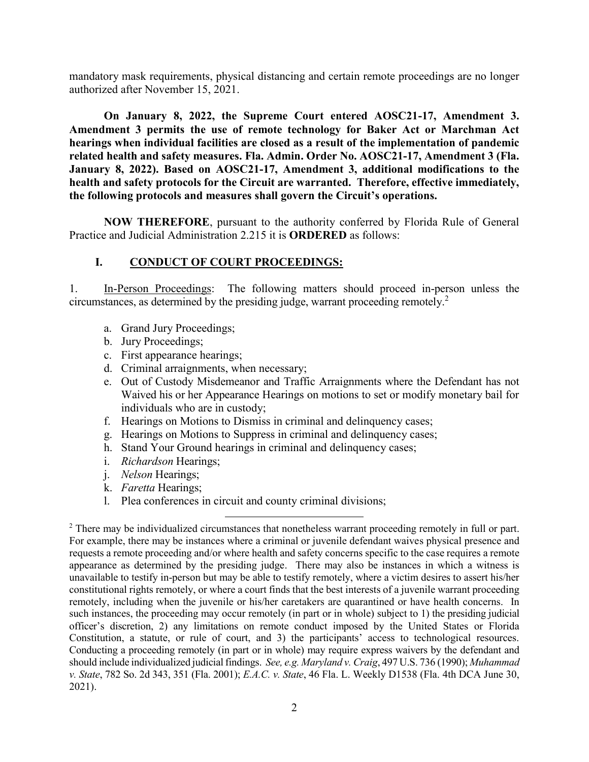mandatory mask requirements, physical distancing and certain remote proceedings are no longer authorized after November 15, 2021.

**On January 8, 2022, the Supreme Court entered AOSC21-17, Amendment 3. Amendment 3 permits the use of remote technology for Baker Act or Marchman Act hearings when individual facilities are closed as a result of the implementation of pandemic related health and safety measures. Fla. Admin. Order No. AOSC21-17, Amendment 3 (Fla. January 8, 2022). Based on AOSC21-17, Amendment 3, additional modifications to the health and safety protocols for the Circuit are warranted. Therefore, effective immediately, the following protocols and measures shall govern the Circuit's operations.**

**NOW THEREFORE**, pursuant to the authority conferred by Florida Rule of General Practice and Judicial Administration 2.215 it is **ORDERED** as follows:

## I. <u>CONDUCT OF COURT PROCEEDINGS:</u>

1. <u>In-Person Proceedings</u>: The following matters should proceed in-person unless the circumstances, as determined by the presiding judge, warrant proceeding remotely.[2]

a. Grand Jury Proceedings;
b. Jury Proceedings;
c. First appearance hearings;
d. Criminal arraignments, when necessary;
e. Out of Custody Misdemeanor and Traffic Arraignments where the Defendant has not Waived his or her Appearance Hearings on motions to set or modify monetary bail for individuals who are in custody;
f. Hearings on Motions to Dismiss in criminal and delinquency cases;
g. Hearings on Motions to Suppress in criminal and delinquency cases;
h. Stand Your Ground hearings in criminal and delinquency cases;
i. *Richardson* Hearings;
j. *Nelson* Hearings;
k. *Faretta* Hearings;
l. Plea conferences in circuit and county criminal divisions;

[2] There may be individualized circumstances that nonetheless warrant proceeding remotely in full or part. For example, there may be instances where a criminal or juvenile defendant waives physical presence and requests a remote proceeding and/or where health and safety concerns specific to the case requires a remote appearance as determined by the presiding judge. There may also be instances in which a witness is unavailable to testify in-person but may be able to testify remotely, where a victim desires to assert his/her constitutional rights remotely, or where a court finds that the best interests of a juvenile warrant proceeding remotely, including when the juvenile or his/her caretakers are quarantined or have health concerns. In such instances, the proceeding may occur remotely (in part or in whole) subject to 1) the presiding judicial officer's discretion, 2) any limitations on remote conduct imposed by the United States or Florida Constitution, a statute, or rule of court, and 3) the participants' access to technological resources. Conducting a proceeding remotely (in part or in whole) may require express waivers by the defendant and should include individualized judicial findings. *See, e.g. Maryland v. Craig*, 497 U.S. 736 (1990); *Muhammad v. State*, 782 So. 2d 343, 351 (Fla. 2001); *E.A.C. v. State*, 46 Fla. L. Weekly D1538 (Fla. 4th DCA June 30, 2021).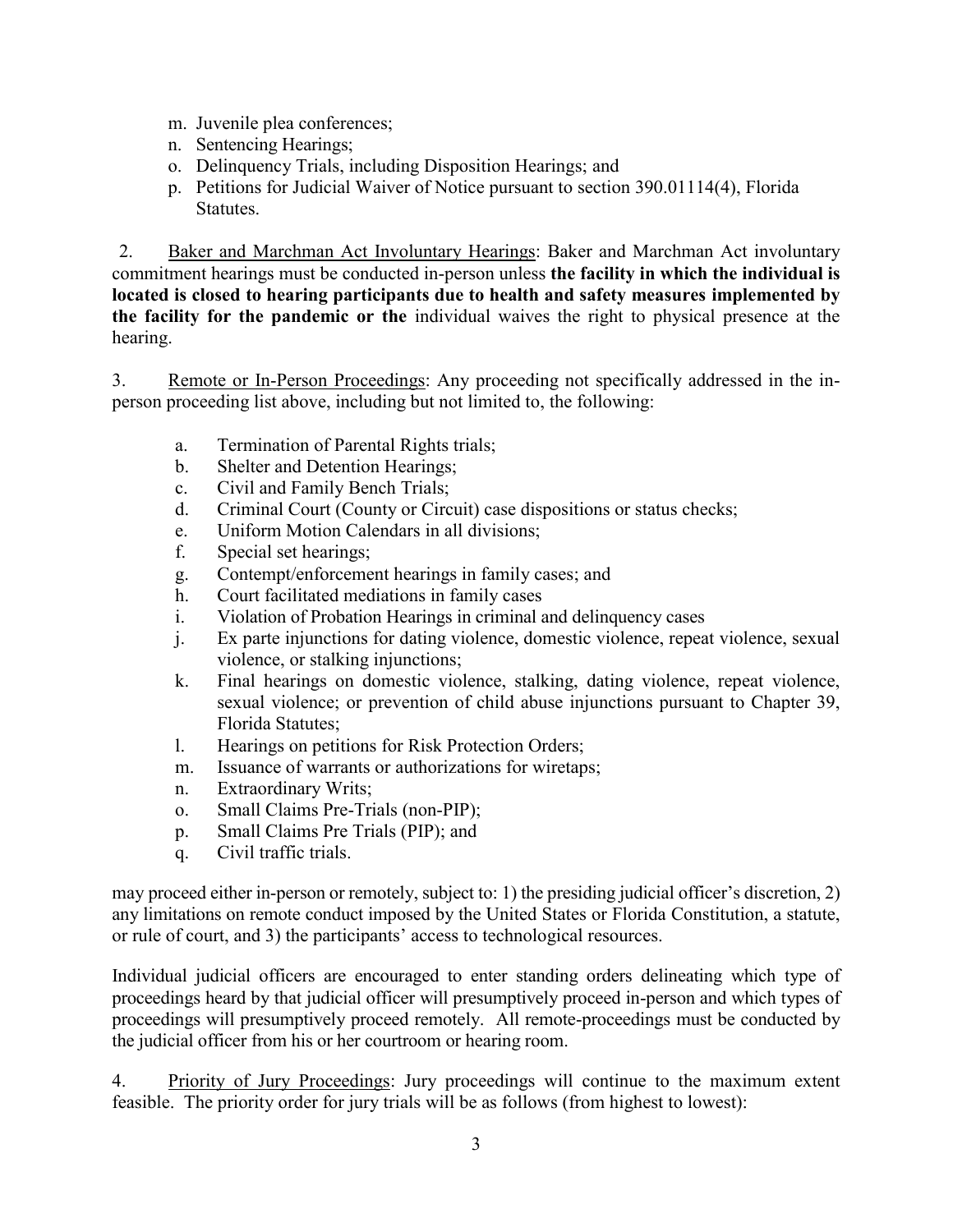m. Juvenile plea conferences;
n. Sentencing Hearings;
o. Delinquency Trials, including Disposition Hearings; and
p. Petitions for Judicial Waiver of Notice pursuant to section 390.01114(4), Florida Statutes.

2. Baker and Marchman Act Involuntary Hearings: Baker and Marchman Act involuntary commitment hearings must be conducted in-person unless **the facility in which the individual is located is closed to hearing participants due to health and safety measures implemented by the facility for the pandemic or the** individual waives the right to physical presence at the hearing.

3. Remote or In-Person Proceedings: Any proceeding not specifically addressed in the in-person proceeding list above, including but not limited to, the following:

a. Termination of Parental Rights trials;
b. Shelter and Detention Hearings;
c. Civil and Family Bench Trials;
d. Criminal Court (County or Circuit) case dispositions or status checks;
e. Uniform Motion Calendars in all divisions;
f. Special set hearings;
g. Contempt/enforcement hearings in family cases; and
h. Court facilitated mediations in family cases
i. Violation of Probation Hearings in criminal and delinquency cases
j. Ex parte injunctions for dating violence, domestic violence, repeat violence, sexual violence, or stalking injunctions;
k. Final hearings on domestic violence, stalking, dating violence, repeat violence, sexual violence; or prevention of child abuse injunctions pursuant to Chapter 39, Florida Statutes;
l. Hearings on petitions for Risk Protection Orders;
m. Issuance of warrants or authorizations for wiretaps;
n. Extraordinary Writs;
o. Small Claims Pre-Trials (non-PIP);
p. Small Claims Pre Trials (PIP); and
q. Civil traffic trials.

may proceed either in-person or remotely, subject to: 1) the presiding judicial officer's discretion, 2) any limitations on remote conduct imposed by the United States or Florida Constitution, a statute, or rule of court, and 3) the participants' access to technological resources.

Individual judicial officers are encouraged to enter standing orders delineating which type of proceedings heard by that judicial officer will presumptively proceed in-person and which types of proceedings will presumptively proceed remotely. All remote-proceedings must be conducted by the judicial officer from his or her courtroom or hearing room.

4. Priority of Jury Proceedings: Jury proceedings will continue to the maximum extent feasible. The priority order for jury trials will be as follows (from highest to lowest):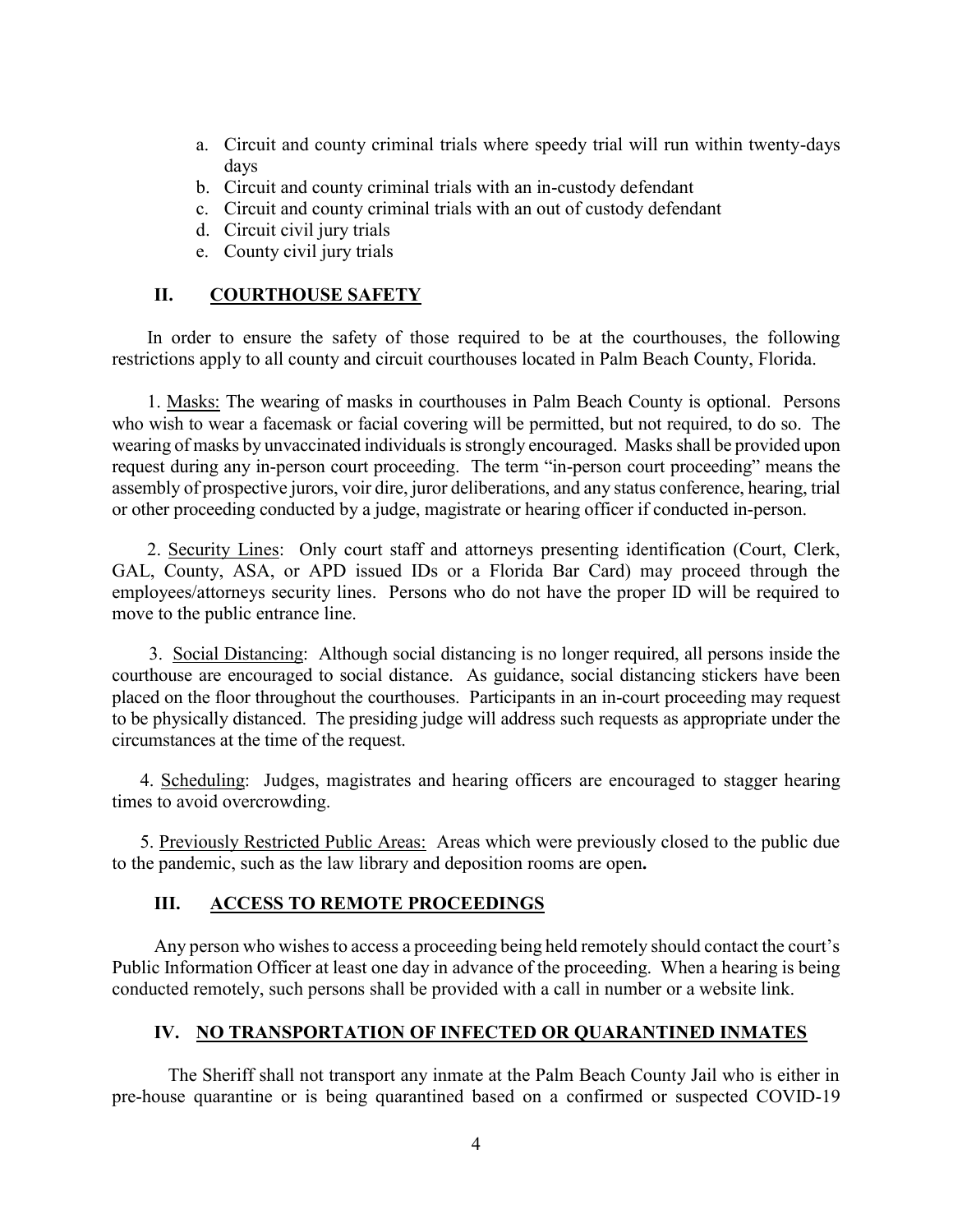a. Circuit and county criminal trials where speedy trial will run within twenty-days days
b. Circuit and county criminal trials with an in-custody defendant
c. Circuit and county criminal trials with an out of custody defendant
d. Circuit civil jury trials
e. County civil jury trials

## II. COURTHOUSE SAFETY

In order to ensure the safety of those required to be at the courthouses, the following restrictions apply to all county and circuit courthouses located in Palm Beach County, Florida.

1. Masks: The wearing of masks in courthouses in Palm Beach County is optional. Persons who wish to wear a facemask or facial covering will be permitted, but not required, to do so. The wearing of masks by unvaccinated individuals is strongly encouraged. Masks shall be provided upon request during any in-person court proceeding. The term "in-person court proceeding" means the assembly of prospective jurors, voir dire, juror deliberations, and any status conference, hearing, trial or other proceeding conducted by a judge, magistrate or hearing officer if conducted in-person.

2. Security Lines: Only court staff and attorneys presenting identification (Court, Clerk, GAL, County, ASA, or APD issued IDs or a Florida Bar Card) may proceed through the employees/attorneys security lines. Persons who do not have the proper ID will be required to move to the public entrance line.

3. Social Distancing: Although social distancing is no longer required, all persons inside the courthouse are encouraged to social distance. As guidance, social distancing stickers have been placed on the floor throughout the courthouses. Participants in an in-court proceeding may request to be physically distanced. The presiding judge will address such requests as appropriate under the circumstances at the time of the request.

4. Scheduling: Judges, magistrates and hearing officers are encouraged to stagger hearing times to avoid overcrowding.

5. Previously Restricted Public Areas: Areas which were previously closed to the public due to the pandemic, such as the law library and deposition rooms are open**.**

## III. ACCESS TO REMOTE PROCEEDINGS

Any person who wishes to access a proceeding being held remotely should contact the court's Public Information Officer at least one day in advance of the proceeding. When a hearing is being conducted remotely, such persons shall be provided with a call in number or a website link.

## IV. NO TRANSPORTATION OF INFECTED OR QUARANTINED INMATES

The Sheriff shall not transport any inmate at the Palm Beach County Jail who is either in pre-house quarantine or is being quarantined based on a confirmed or suspected COVID-19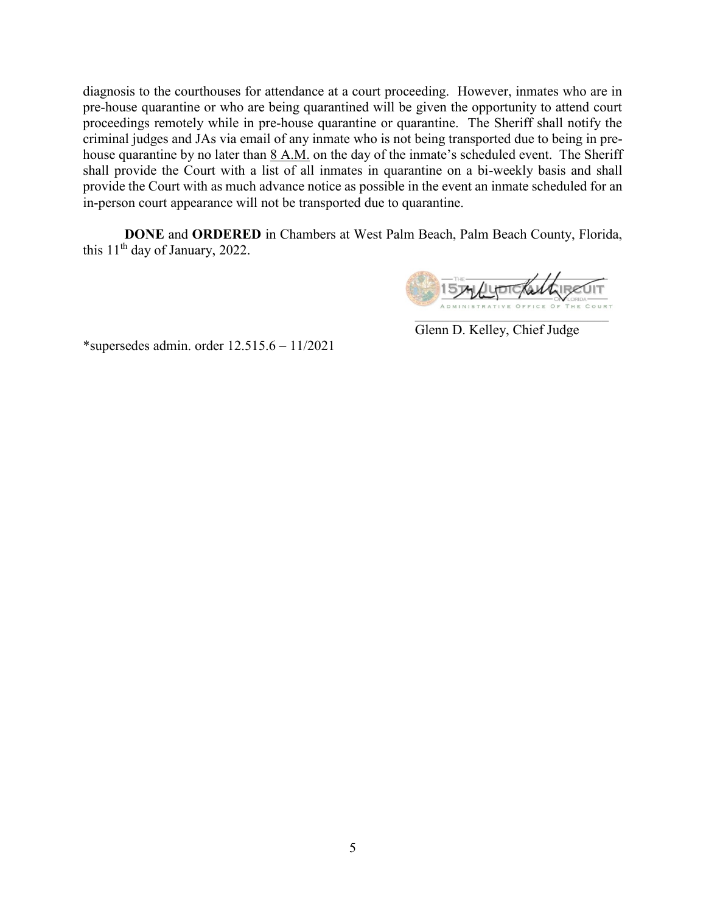diagnosis to the courthouses for attendance at a court proceeding. However, inmates who are in pre-house quarantine or who are being quarantined will be given the opportunity to attend court proceedings remotely while in pre-house quarantine or quarantine. The Sheriff shall notify the criminal judges and JAs via email of any inmate who is not being transported due to being in pre-house quarantine by no later than 8 A.M. on the day of the inmate's scheduled event. The Sheriff shall provide the Court with a list of all inmates in quarantine on a bi-weekly basis and shall provide the Court with as much advance notice as possible in the event an inmate scheduled for an in-person court appearance will not be transported due to quarantine.

**DONE** and **ORDERED** in Chambers at West Palm Beach, Palm Beach County, Florida, this 11th day of January, 2022.

Glenn D. Kelley, Chief Judge

*supersedes admin. order 12.515.6 – 11/2021